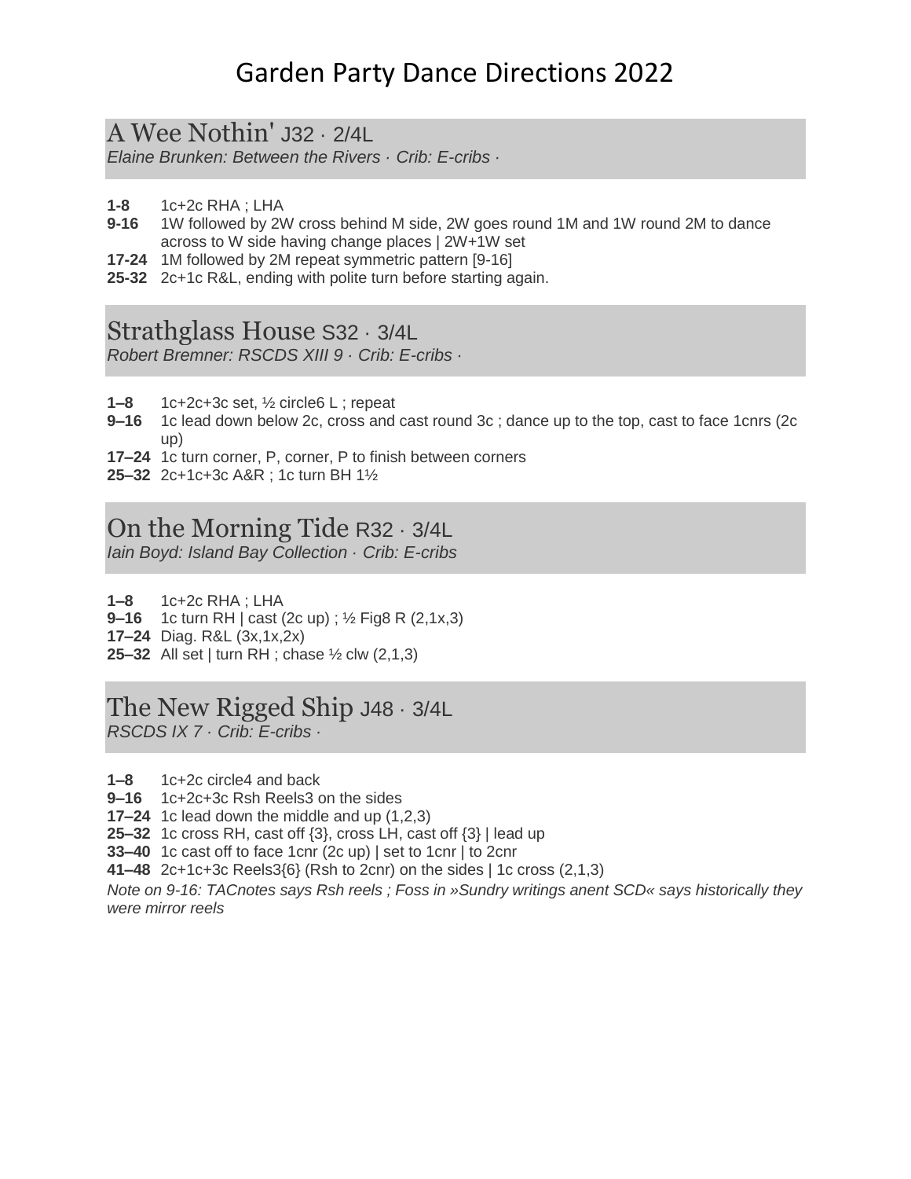# Garden Party Dance Directions 2022

## A Wee Nothin' J32 · 2/4L

*Elaine Brunken: Between the Rivers · Crib: E-cribs ·*

**1-8** 1c+2c RHA ; LHA
**9-16** 1W followed by 2W cross behind M side, 2W goes round 1M and 1W round 2M to dance across to W side having change places | 2W+1W set
**17-24** 1M followed by 2M repeat symmetric pattern [9-16]
**25-32** 2c+1c R&L, ending with polite turn before starting again.

## Strathglass House S32 · 3/4L

*Robert Bremner: RSCDS XIII 9 · Crib: E-cribs ·*

**1–8** 1c+2c+3c set, ½ circle6 L ; repeat
**9–16** 1c lead down below 2c, cross and cast round 3c ; dance up to the top, cast to face 1cnrs (2c up)
**17–24** 1c turn corner, P, corner, P to finish between corners
**25–32** 2c+1c+3c A&R ; 1c turn BH 1½

## On the Morning Tide R32 · 3/4L

*Iain Boyd: Island Bay Collection · Crib: E-cribs*

**1–8** 1c+2c RHA ; LHA
**9–16** 1c turn RH | cast (2c up) ; ½ Fig8 R (2,1x,3)
**17–24** Diag. R&L (3x,1x,2x)
**25–32** All set | turn RH ; chase ½ clw (2,1,3)

## The New Rigged Ship J48 · 3/4L

*RSCDS IX 7 · Crib: E-cribs ·*

**1–8** 1c+2c circle4 and back
**9–16** 1c+2c+3c Rsh Reels3 on the sides
**17–24** 1c lead down the middle and up (1,2,3)
**25–32** 1c cross RH, cast off {3}, cross LH, cast off {3} | lead up
**33–40** 1c cast off to face 1cnr (2c up) | set to 1cnr | to 2cnr
**41–48** 2c+1c+3c Reels3{6} (Rsh to 2cnr) on the sides | 1c cross (2,1,3)

*Note on 9-16: TACnotes says Rsh reels ; Foss in »Sundry writings anent SCD« says historically they were mirror reels*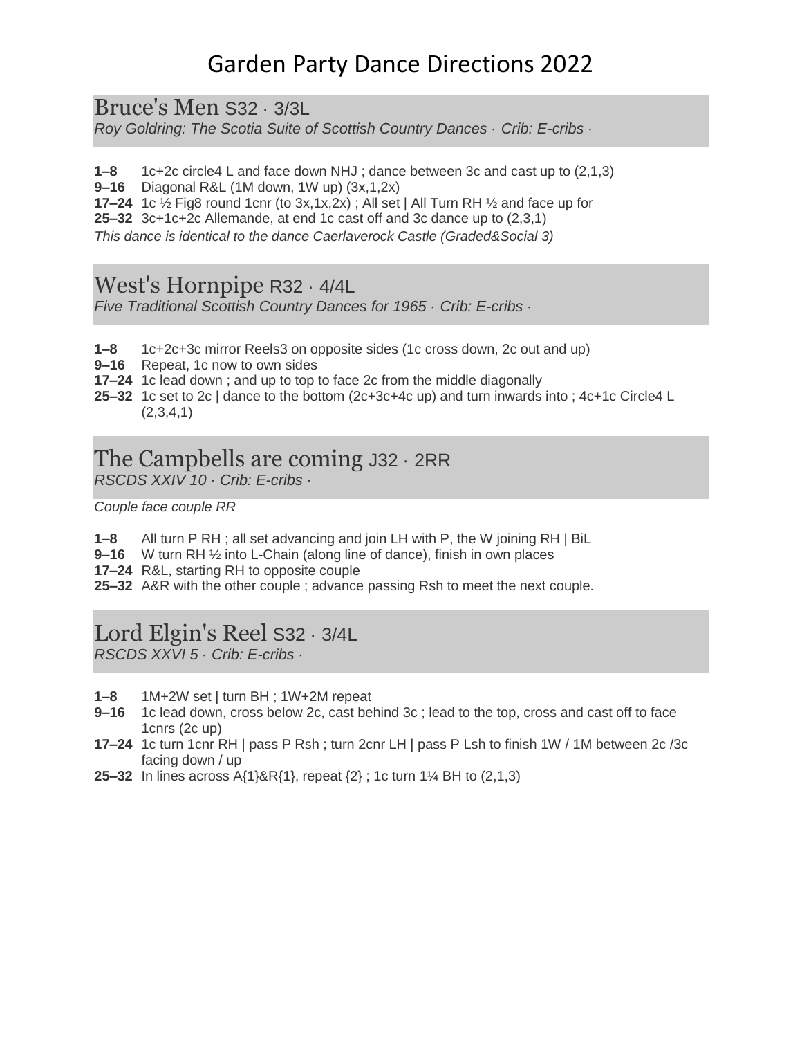# Garden Party Dance Directions 2022

## Bruce's Men S32 · 3/3L

*Roy Goldring: The Scotia Suite of Scottish Country Dances · Crib: E-cribs ·*

**1–8** 1c+2c circle4 L and face down NHJ ; dance between 3c and cast up to (2,1,3)
**9–16** Diagonal R&L (1M down, 1W up) (3x,1,2x)
**17–24** 1c ½ Fig8 round 1cnr (to 3x,1x,2x) ; All set | All Turn RH ½ and face up for
**25–32** 3c+1c+2c Allemande, at end 1c cast off and 3c dance up to (2,3,1)

*This dance is identical to the dance Caerlaverock Castle (Graded&Social 3)*

## West's Hornpipe R32 · 4/4L

*Five Traditional Scottish Country Dances for 1965 · Crib: E-cribs ·*

**1–8** 1c+2c+3c mirror Reels3 on opposite sides (1c cross down, 2c out and up)
**9–16** Repeat, 1c now to own sides
**17–24** 1c lead down ; and up to top to face 2c from the middle diagonally
**25–32** 1c set to 2c | dance to the bottom (2c+3c+4c up) and turn inwards into ; 4c+1c Circle4 L (2,3,4,1)

## The Campbells are coming J32 · 2RR

*RSCDS XXIV 10 · Crib: E-cribs ·*

*Couple face couple RR*

**1–8** All turn P RH ; all set advancing and join LH with P, the W joining RH | BiL
**9–16** W turn RH ½ into L-Chain (along line of dance), finish in own places
**17–24** R&L, starting RH to opposite couple
**25–32** A&R with the other couple ; advance passing Rsh to meet the next couple.

## Lord Elgin's Reel S32 · 3/4L

*RSCDS XXVI 5 · Crib: E-cribs ·*

**1–8** 1M+2W set | turn BH ; 1W+2M repeat
**9–16** 1c lead down, cross below 2c, cast behind 3c ; lead to the top, cross and cast off to face 1cnrs (2c up)
**17–24** 1c turn 1cnr RH | pass P Rsh ; turn 2cnr LH | pass P Lsh to finish 1W / 1M between 2c /3c facing down / up
**25–32** In lines across A{1}&R{1}, repeat {2} ; 1c turn 1¼ BH to (2,1,3)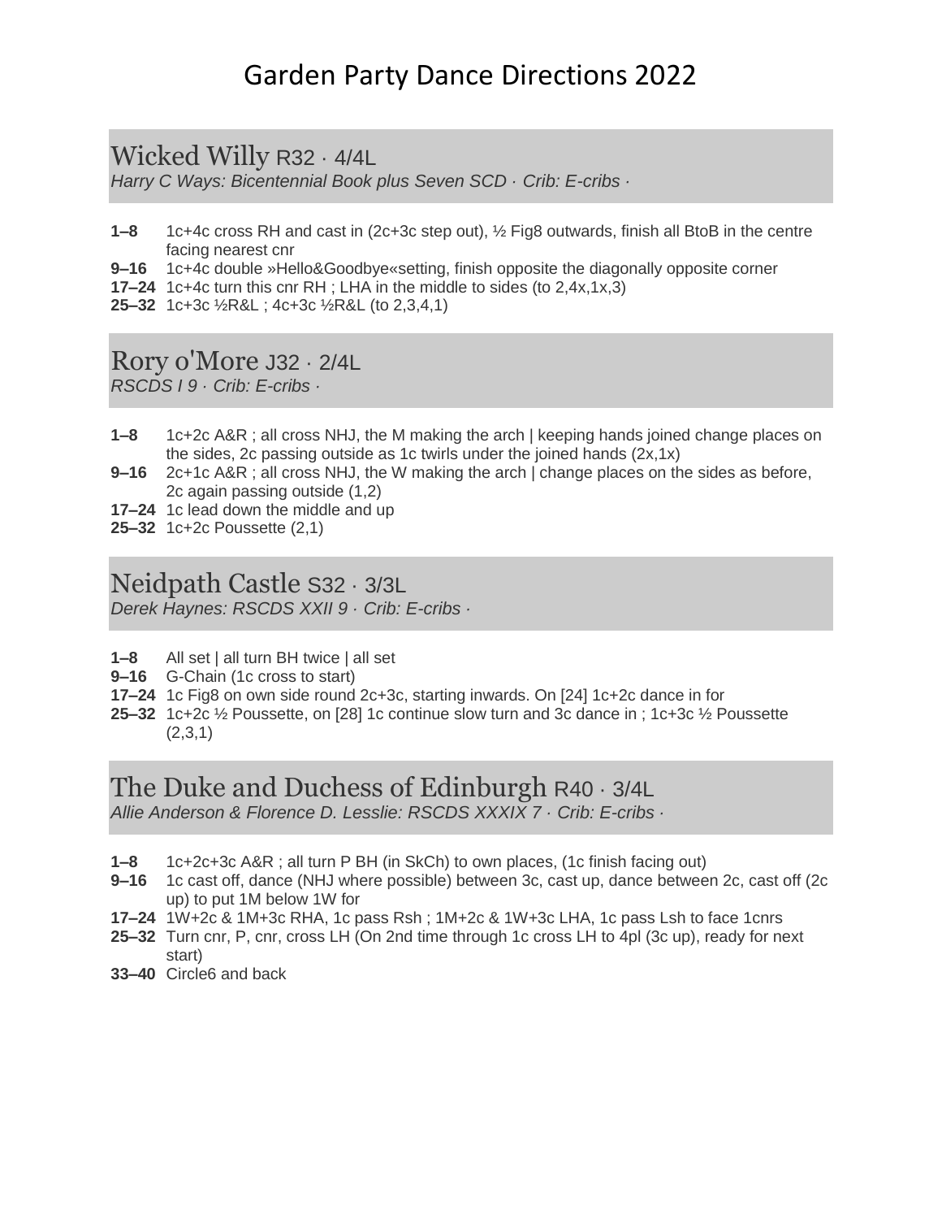# Garden Party Dance Directions 2022

## Wicked Willy R32 · 4/4L

*Harry C Ways: Bicentennial Book plus Seven SCD · Crib: E-cribs ·*

**1–8** 1c+4c cross RH and cast in (2c+3c step out), ½ Fig8 outwards, finish all BtoB in the centre facing nearest cnr
**9–16** 1c+4c double »Hello&Goodbye«setting, finish opposite the diagonally opposite corner
**17–24** 1c+4c turn this cnr RH ; LHA in the middle to sides (to 2,4x,1x,3)
**25–32** 1c+3c ½R&L ; 4c+3c ½R&L (to 2,3,4,1)

## Rory o'More J32 · 2/4L

*RSCDS I 9 · Crib: E-cribs ·*

**1–8** 1c+2c A&R ; all cross NHJ, the M making the arch | keeping hands joined change places on the sides, 2c passing outside as 1c twirls under the joined hands (2x,1x)
**9–16** 2c+1c A&R ; all cross NHJ, the W making the arch | change places on the sides as before, 2c again passing outside (1,2)
**17–24** 1c lead down the middle and up
**25–32** 1c+2c Poussette (2,1)

## Neidpath Castle S32 · 3/3L

*Derek Haynes: RSCDS XXII 9 · Crib: E-cribs ·*

**1–8** All set | all turn BH twice | all set
**9–16** G-Chain (1c cross to start)
**17–24** 1c Fig8 on own side round 2c+3c, starting inwards. On [24] 1c+2c dance in for
**25–32** 1c+2c ½ Poussette, on [28] 1c continue slow turn and 3c dance in ; 1c+3c ½ Poussette (2,3,1)

## The Duke and Duchess of Edinburgh R40 · 3/4L

*Allie Anderson & Florence D. Lesslie: RSCDS XXXIX 7 · Crib: E-cribs ·*

**1–8** 1c+2c+3c A&R ; all turn P BH (in SkCh) to own places, (1c finish facing out)
**9–16** 1c cast off, dance (NHJ where possible) between 3c, cast up, dance between 2c, cast off (2c up) to put 1M below 1W for
**17–24** 1W+2c & 1M+3c RHA, 1c pass Rsh ; 1M+2c & 1W+3c LHA, 1c pass Lsh to face 1cnrs
**25–32** Turn cnr, P, cnr, cross LH (On 2nd time through 1c cross LH to 4pl (3c up), ready for next start)
**33–40** Circle6 and back